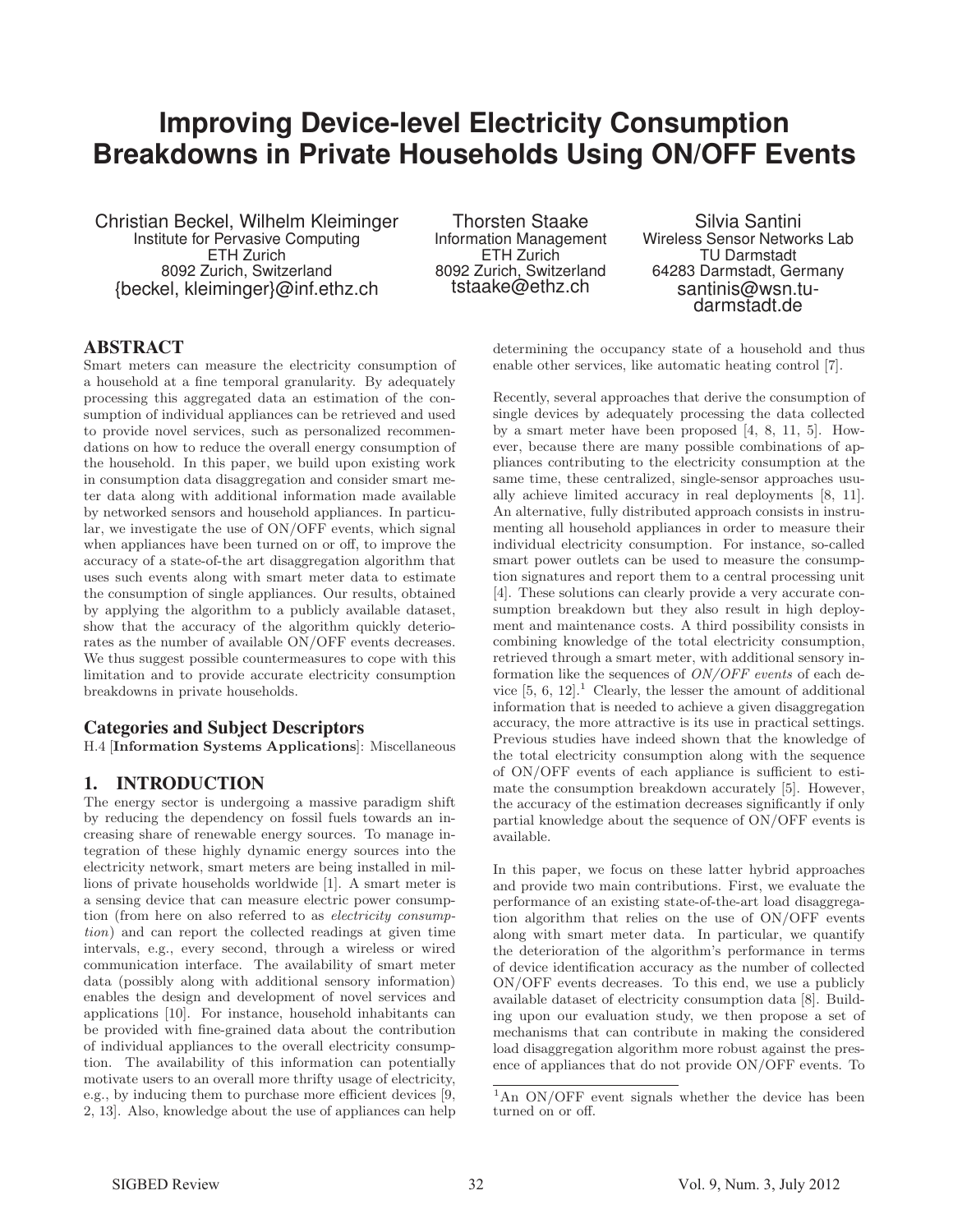# Improving Device-level Electricity Consumption Breakdowns in Private Households Using ON/OFF Events

Christian Beckel, Wilhelm Kleiminger
Institute for Pervasive Computing
ETH Zurich
8092 Zurich, Switzerland
{beckel, kleiminger}@inf.ethz.ch

Thorsten Staake
Information Management
ETH Zurich
8092 Zurich, Switzerland
tstaake@ethz.ch

Silvia Santini
Wireless Sensor Networks Lab
TU Darmstadt
64283 Darmstadt, Germany
santinis@wsn.tu-darmstadt.de

## ABSTRACT

Smart meters can measure the electricity consumption of a household at a fine temporal granularity. By adequately processing this aggregated data an estimation of the consumption of individual appliances can be retrieved and used to provide novel services, such as personalized recommendations on how to reduce the overall energy consumption of the household. In this paper, we build upon existing work in consumption data disaggregation and consider smart meter data along with additional information made available by networked sensors and household appliances. In particular, we investigate the use of ON/OFF events, which signal when appliances have been turned on or off, to improve the accuracy of a state-of-the art disaggregation algorithm that uses such events along with smart meter data to estimate the consumption of single appliances. Our results, obtained by applying the algorithm to a publicly available dataset, show that the accuracy of the algorithm quickly deteriorates as the number of available ON/OFF events decreases. We thus suggest possible countermeasures to cope with this limitation and to provide accurate electricity consumption breakdowns in private households.

## Categories and Subject Descriptors

H.4 [**Information Systems Applications**]: Miscellaneous

## 1. INTRODUCTION

The energy sector is undergoing a massive paradigm shift by reducing the dependency on fossil fuels towards an increasing share of renewable energy sources. To manage integration of these highly dynamic energy sources into the electricity network, smart meters are being installed in millions of private households worldwide [1]. A smart meter is a sensing device that can measure electric power consumption (from here on also referred to as *electricity consumption*) and can report the collected readings at given time intervals, e.g., every second, through a wireless or wired communication interface. The availability of smart meter data (possibly along with additional sensory information) enables the design and development of novel services and applications [10]. For instance, household inhabitants can be provided with fine-grained data about the contribution of individual appliances to the overall electricity consumption. The availability of this information can potentially motivate users to an overall more thrifty usage of electricity, e.g., by inducing them to purchase more efficient devices [9, 2, 13]. Also, knowledge about the use of appliances can help determining the occupancy state of a household and thus enable other services, like automatic heating control [7].

Recently, several approaches that derive the consumption of single devices by adequately processing the data collected by a smart meter have been proposed [4, 8, 11, 5]. However, because there are many possible combinations of appliances contributing to the electricity consumption at the same time, these centralized, single-sensor approaches usually achieve limited accuracy in real deployments [8, 11]. An alternative, fully distributed approach consists in instrumenting all household appliances in order to measure their individual electricity consumption. For instance, so-called smart power outlets can be used to measure the consumption signatures and report them to a central processing unit [4]. These solutions can clearly provide a very accurate consumption breakdown but they also result in high deployment and maintenance costs. A third possibility consists in combining knowledge of the total electricity consumption, retrieved through a smart meter, with additional sensory information like the sequences of *ON/OFF events* of each device [5, 6, 12].[1] Clearly, the lesser the amount of additional information that is needed to achieve a given disaggregation accuracy, the more attractive is its use in practical settings. Previous studies have indeed shown that the knowledge of the total electricity consumption along with the sequence of ON/OFF events of each appliance is sufficient to estimate the consumption breakdown accurately [5]. However, the accuracy of the estimation decreases significantly if only partial knowledge about the sequence of ON/OFF events is available.

In this paper, we focus on these latter hybrid approaches and provide two main contributions. First, we evaluate the performance of an existing state-of-the-art load disaggregation algorithm that relies on the use of ON/OFF events along with smart meter data. In particular, we quantify the deterioration of the algorithm's performance in terms of device identification accuracy as the number of collected ON/OFF events decreases. To this end, we use a publicly available dataset of electricity consumption data [8]. Building upon our evaluation study, we then propose a set of mechanisms that can contribute in making the considered load disaggregation algorithm more robust against the presence of appliances that do not provide ON/OFF events. To

[1] An ON/OFF event signals whether the device has been turned on or off.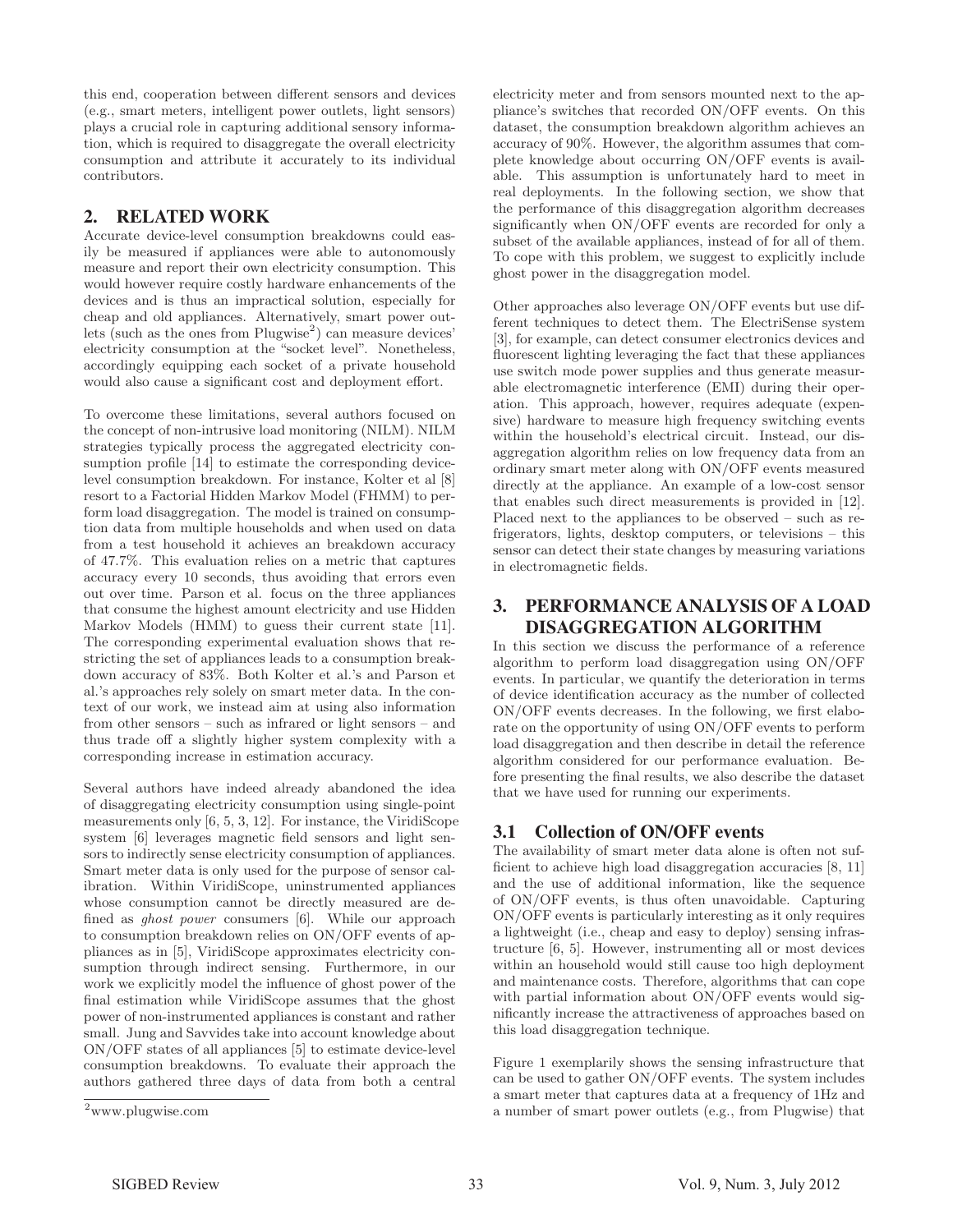this end, cooperation between different sensors and devices (e.g., smart meters, intelligent power outlets, light sensors) plays a crucial role in capturing additional sensory information, which is required to disaggregate the overall electricity consumption and attribute it accurately to its individual contributors.

## 2. RELATED WORK

Accurate device-level consumption breakdowns could easily be measured if appliances were able to autonomously measure and report their own electricity consumption. This would however require costly hardware enhancements of the devices and is thus an impractical solution, especially for cheap and old appliances. Alternatively, smart power outlets (such as the ones from Plugwise[2]) can measure devices' electricity consumption at the "socket level". Nonetheless, accordingly equipping each socket of a private household would also cause a significant cost and deployment effort.

To overcome these limitations, several authors focused on the concept of non-intrusive load monitoring (NILM). NILM strategies typically process the aggregated electricity consumption profile [14] to estimate the corresponding device-level consumption breakdown. For instance, Kolter et al [8] resort to a Factorial Hidden Markov Model (FHMM) to perform load disaggregation. The model is trained on consumption data from multiple households and when used on data from a test household it achieves an breakdown accuracy of 47.7%. This evaluation relies on a metric that captures accuracy every 10 seconds, thus avoiding that errors even out over time. Parson et al. focus on the three appliances that consume the highest amount electricity and use Hidden Markov Models (HMM) to guess their current state [11]. The corresponding experimental evaluation shows that restricting the set of appliances leads to a consumption breakdown accuracy of 83%. Both Kolter et al.'s and Parson et al.'s approaches rely solely on smart meter data. In the context of our work, we instead aim at using also information from other sensors – such as infrared or light sensors – and thus trade off a slightly higher system complexity with a corresponding increase in estimation accuracy.

Several authors have indeed already abandoned the idea of disaggregating electricity consumption using single-point measurements only [6, 5, 3, 12]. For instance, the ViridiScope system [6] leverages magnetic field sensors and light sensors to indirectly sense electricity consumption of appliances. Smart meter data is only used for the purpose of sensor calibration. Within ViridiScope, uninstrumented appliances whose consumption cannot be directly measured are defined as *ghost power* consumers [6]. While our approach to consumption breakdown relies on ON/OFF events of appliances as in [5], ViridiScope approximates electricity consumption through indirect sensing. Furthermore, in our work we explicitly model the influence of ghost power of the final estimation while ViridiScope assumes that the ghost power of non-instrumented appliances is constant and rather small. Jung and Savvides take into account knowledge about ON/OFF states of all appliances [5] to estimate device-level consumption breakdowns. To evaluate their approach the authors gathered three days of data from both a central electricity meter and from sensors mounted next to the appliance's switches that recorded ON/OFF events. On this dataset, the consumption breakdown algorithm achieves an accuracy of 90%. However, the algorithm assumes that complete knowledge about occurring ON/OFF events is available. This assumption is unfortunately hard to meet in real deployments. In the following section, we show that the performance of this disaggregation algorithm decreases significantly when ON/OFF events are recorded for only a subset of the available appliances, instead of for all of them. To cope with this problem, we suggest to explicitly include ghost power in the disaggregation model.

Other approaches also leverage ON/OFF events but use different techniques to detect them. The ElectriSense system [3], for example, can detect consumer electronics devices and fluorescent lighting leveraging the fact that these appliances use switch mode power supplies and thus generate measurable electromagnetic interference (EMI) during their operation. This approach, however, requires adequate (expensive) hardware to measure high frequency switching events within the household's electrical circuit. Instead, our disaggregation algorithm relies on low frequency data from an ordinary smart meter along with ON/OFF events measured directly at the appliance. An example of a low-cost sensor that enables such direct measurements is provided in [12]. Placed next to the appliances to be observed – such as refrigerators, lights, desktop computers, or televisions – this sensor can detect their state changes by measuring variations in electromagnetic fields.

## 3. PERFORMANCE ANALYSIS OF A LOAD DISAGGREGATION ALGORITHM

In this section we discuss the performance of a reference algorithm to perform load disaggregation using ON/OFF events. In particular, we quantify the deterioration in terms of device identification accuracy as the number of collected ON/OFF events decreases. In the following, we first elaborate on the opportunity of using ON/OFF events to perform load disaggregation and then describe in detail the reference algorithm considered for our performance evaluation. Before presenting the final results, we also describe the dataset that we have used for running our experiments.

### 3.1 Collection of ON/OFF events

The availability of smart meter data alone is often not sufficient to achieve high load disaggregation accuracies [8, 11] and the use of additional information, like the sequence of ON/OFF events, is thus often unavoidable. Capturing ON/OFF events is particularly interesting as it only requires a lightweight (i.e., cheap and easy to deploy) sensing infrastructure [6, 5]. However, instrumenting all or most devices within an household would still cause too high deployment and maintenance costs. Therefore, algorithms that can cope with partial information about ON/OFF events would significantly increase the attractiveness of approaches based on this load disaggregation technique.

Figure 1 exemplarily shows the sensing infrastructure that can be used to gather ON/OFF events. The system includes a smart meter that captures data at a frequency of 1Hz and a number of smart power outlets (e.g., from Plugwise) that

[2] www.plugwise.com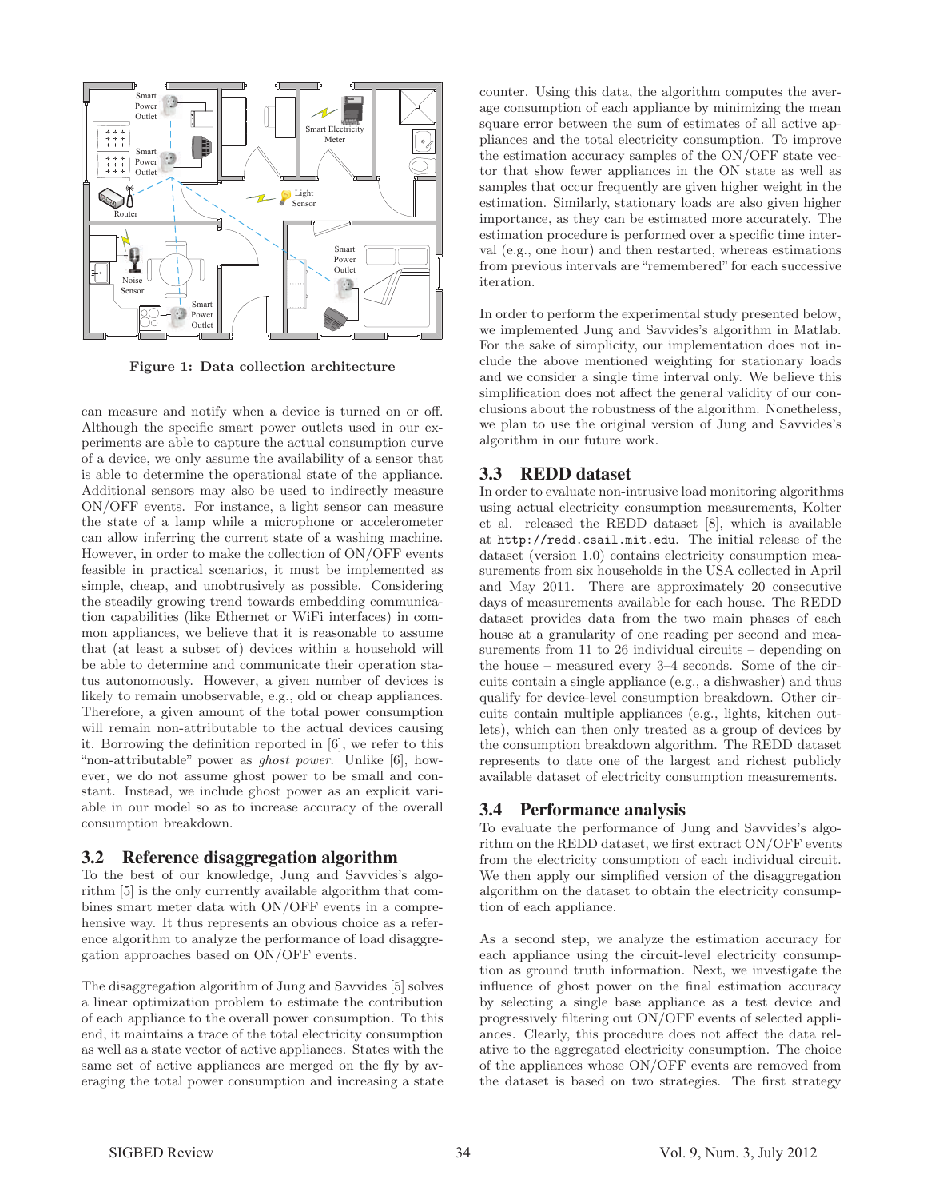Figure 1: Data collection architecture

can measure and notify when a device is turned on or off. Although the specific smart power outlets used in our experiments are able to capture the actual consumption curve of a device, we only assume the availability of a sensor that is able to determine the operational state of the appliance. Additional sensors may also be used to indirectly measure ON/OFF events. For instance, a light sensor can measure the state of a lamp while a microphone or accelerometer can allow inferring the current state of a washing machine. However, in order to make the collection of ON/OFF events feasible in practical scenarios, it must be implemented as simple, cheap, and unobtrusively as possible. Considering the steadily growing trend towards embedding communication capabilities (like Ethernet or WiFi interfaces) in common appliances, we believe that it is reasonable to assume that (at least a subset of) devices within a household will be able to determine and communicate their operation status autonomously. However, a given number of devices is likely to remain unobservable, e.g., old or cheap appliances. Therefore, a given amount of the total power consumption will remain non-attributable to the actual devices causing it. Borrowing the definition reported in [6], we refer to this "non-attributable" power as *ghost power*. Unlike [6], however, we do not assume ghost power to be small and constant. Instead, we include ghost power as an explicit variable in our model so as to increase accuracy of the overall consumption breakdown.

## 3.2 Reference disaggregation algorithm

To the best of our knowledge, Jung and Savvides's algorithm [5] is the only currently available algorithm that combines smart meter data with ON/OFF events in a comprehensive way. It thus represents an obvious choice as a reference algorithm to analyze the performance of load disaggregation approaches based on ON/OFF events.

The disaggregation algorithm of Jung and Savvides [5] solves a linear optimization problem to estimate the contribution of each appliance to the overall power consumption. To this end, it maintains a trace of the total electricity consumption as well as a state vector of active appliances. States with the same set of active appliances are merged on the fly by averaging the total power consumption and increasing a state counter. Using this data, the algorithm computes the average consumption of each appliance by minimizing the mean square error between the sum of estimates of all active appliances and the total electricity consumption. To improve the estimation accuracy samples of the ON/OFF state vector that show fewer appliances in the ON state as well as samples that occur frequently are given higher weight in the estimation. Similarly, stationary loads are also given higher importance, as they can be estimated more accurately. The estimation procedure is performed over a specific time interval (e.g., one hour) and then restarted, whereas estimations from previous intervals are "remembered" for each successive iteration.

In order to perform the experimental study presented below, we implemented Jung and Savvides's algorithm in Matlab. For the sake of simplicity, our implementation does not include the above mentioned weighting for stationary loads and we consider a single time interval only. We believe this simplification does not affect the general validity of our conclusions about the robustness of the algorithm. Nonetheless, we plan to use the original version of Jung and Savvides's algorithm in our future work.

## 3.3 REDD dataset

In order to evaluate non-intrusive load monitoring algorithms using actual electricity consumption measurements, Kolter et al. released the REDD dataset [8], which is available at `http://redd.csail.mit.edu`. The initial release of the dataset (version 1.0) contains electricity consumption measurements from six households in the USA collected in April and May 2011. There are approximately 20 consecutive days of measurements available for each house. The REDD dataset provides data from the two main phases of each house at a granularity of one reading per second and measurements from 11 to 26 individual circuits – depending on the house – measured every 3–4 seconds. Some of the circuits contain a single appliance (e.g., a dishwasher) and thus qualify for device-level consumption breakdown. Other circuits contain multiple appliances (e.g., lights, kitchen outlets), which can then only treated as a group of devices by the consumption breakdown algorithm. The REDD dataset represents to date one of the largest and richest publicly available dataset of electricity consumption measurements.

## 3.4 Performance analysis

To evaluate the performance of Jung and Savvides's algorithm on the REDD dataset, we first extract ON/OFF events from the electricity consumption of each individual circuit. We then apply our simplified version of the disaggregation algorithm on the dataset to obtain the electricity consumption of each appliance.

As a second step, we analyze the estimation accuracy for each appliance using the circuit-level electricity consumption as ground truth information. Next, we investigate the influence of ghost power on the final estimation accuracy by selecting a single base appliance as a test device and progressively filtering out ON/OFF events of selected appliances. Clearly, this procedure does not affect the data relative to the aggregated electricity consumption. The choice of the appliances whose ON/OFF events are removed from the dataset is based on two strategies. The first strategy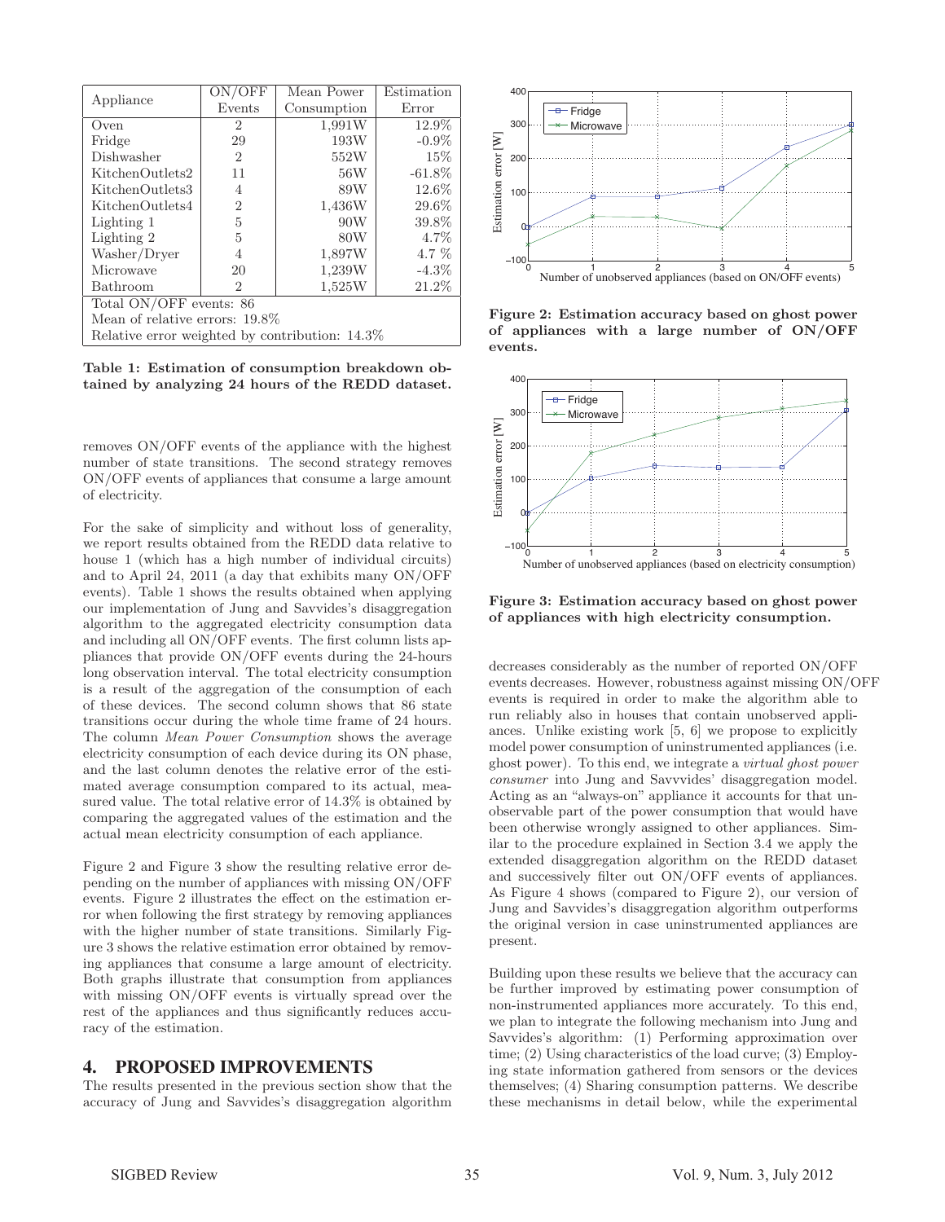| Appliance | ON/OFF Events | Mean Power Consumption | Estimation Error |
|---|---|---|---|
| Oven | 2 | 1,991W | 12.9% |
| Fridge | 29 | 193W | -0.9% |
| Dishwasher | 2 | 552W | 15% |
| KitchenOutlets2 | 11 | 56W | -61.8% |
| KitchenOutlets3 | 4 | 89W | 12.6% |
| KitchenOutlets4 | 2 | 1,436W | 29.6% |
| Lighting 1 | 5 | 90W | 39.8% |
| Lighting 2 | 5 | 80W | 4.7% |
| Washer/Dryer | 4 | 1,897W | 4.7 % |
| Microwave | 20 | 1,239W | -4.3% |
| Bathroom | 2 | 1,525W | 21.2% |
| Total ON/OFF events: 86 | | | |
| Mean of relative errors: 19.8% | | | |
| Relative error weighted by contribution: 14.3% | | | |

**Table 1: Estimation of consumption breakdown obtained by analyzing 24 hours of the REDD dataset.**

removes ON/OFF events of the appliance with the highest number of state transitions. The second strategy removes ON/OFF events of appliances that consume a large amount of electricity.

For the sake of simplicity and without loss of generality, we report results obtained from the REDD data relative to house 1 (which has a high number of individual circuits) and to April 24, 2011 (a day that exhibits many ON/OFF events). Table 1 shows the results obtained when applying our implementation of Jung and Savvides's disaggregation algorithm to the aggregated electricity consumption data and including all ON/OFF events. The first column lists appliances that provide ON/OFF events during the 24-hours long observation interval. The total electricity consumption is a result of the aggregation of the consumption of each of these devices. The second column shows that 86 state transitions occur during the whole time frame of 24 hours. The column *Mean Power Consumption* shows the average electricity consumption of each device during its ON phase, and the last column denotes the relative error of the estimated average consumption compared to its actual, measured value. The total relative error of 14.3% is obtained by comparing the aggregated values of the estimation and the actual mean electricity consumption of each appliance.

Figure 2 and Figure 3 show the resulting relative error depending on the number of appliances with missing ON/OFF events. Figure 2 illustrates the effect on the estimation error when following the first strategy by removing appliances with the higher number of state transitions. Similarly Figure 3 shows the relative estimation error obtained by removing appliances that consume a large amount of electricity. Both graphs illustrate that consumption from appliances with missing ON/OFF events is virtually spread over the rest of the appliances and thus significantly reduces accuracy of the estimation.

## 4. PROPOSED IMPROVEMENTS

The results presented in the previous section show that the accuracy of Jung and Savvides's disaggregation algorithm

**Figure 2: Estimation accuracy based on ghost power of appliances with a large number of ON/OFF events.**

**Figure 3: Estimation accuracy based on ghost power of appliances with high electricity consumption.**

decreases considerably as the number of reported ON/OFF events decreases. However, robustness against missing ON/OFF events is required in order to make the algorithm able to run reliably also in houses that contain unobserved appliances. Unlike existing work [5, 6] we propose to explicitly model power consumption of uninstrumented appliances (i.e. ghost power). To this end, we integrate a *virtual ghost power consumer* into Jung and Savvides' disaggregation model. Acting as an "always-on" appliance it accounts for that unobservable part of the power consumption that would have been otherwise wrongly assigned to other appliances. Similar to the procedure explained in Section 3.4 we apply the extended disaggregation algorithm on the REDD dataset and successively filter out ON/OFF events of appliances. As Figure 4 shows (compared to Figure 2), our version of Jung and Savvides's disaggregation algorithm outperforms the original version in case uninstrumented appliances are present.

Building upon these results we believe that the accuracy can be further improved by estimating power consumption of non-instrumented appliances more accurately. To this end, we plan to integrate the following mechanism into Jung and Savvides's algorithm: (1) Performing approximation over time; (2) Using characteristics of the load curve; (3) Employing state information gathered from sensors or the devices themselves; (4) Sharing consumption patterns. We describe these mechanisms in detail below, while the experimental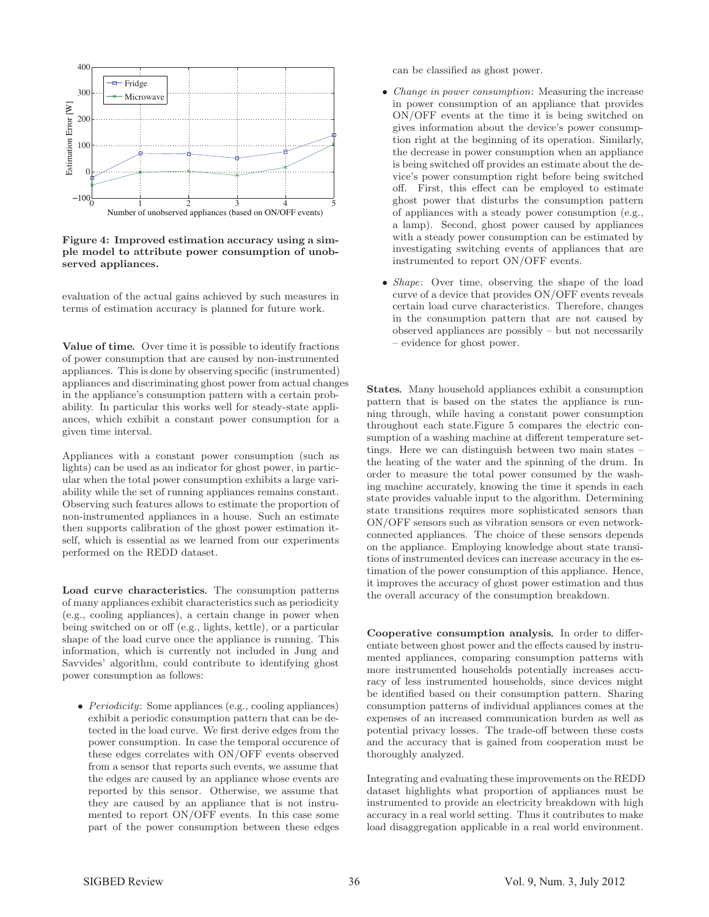**Figure 4: Improved estimation accuracy using a simple model to attribute power consumption of unobserved appliances.**

evaluation of the actual gains achieved by such measures in terms of estimation accuracy is planned for future work.

**Value of time.** Over time it is possible to identify fractions of power consumption that are caused by non-instrumented appliances. This is done by observing specific (instrumented) appliances and discriminating ghost power from actual changes in the appliance's consumption pattern with a certain probability. In particular this works well for steady-state appliances, which exhibit a constant power consumption for a given time interval.

Appliances with a constant power consumption (such as lights) can be used as an indicator for ghost power, in particular when the total power consumption exhibits a large variability while the set of running appliances remains constant. Observing such features allows to estimate the proportion of non-instrumented appliances in a house. Such an estimate then supports calibration of the ghost power estimation itself, which is essential as we learned from our experiments performed on the REDD dataset.

**Load curve characteristics.** The consumption patterns of many appliances exhibit characteristics such as periodicity (e.g., cooling appliances), a certain change in power when being switched on or off (e.g., lights, kettle), or a particular shape of the load curve once the appliance is running. This information, which is currently not included in Jung and Savvides' algorithm, could contribute to identifying ghost power consumption as follows:

- *Periodicity*: Some appliances (e.g., cooling appliances) exhibit a periodic consumption pattern that can be detected in the load curve. We first derive edges from the power consumption. In case the temporal occurence of these edges correlates with ON/OFF events observed from a sensor that reports such events, we assume that the edges are caused by an appliance whose events are reported by this sensor. Otherwise, we assume that they are caused by an appliance that is not instrumented to report ON/OFF events. In this case some part of the power consumption between these edges can be classified as ghost power.
- *Change in power consumption*: Measuring the increase in power consumption of an appliance that provides ON/OFF events at the time it is being switched on gives information about the device's power consumption right at the beginning of its operation. Similarly, the decrease in power consumption when an appliance is being switched off provides an estimate about the device's power consumption right before being switched off. First, this effect can be employed to estimate ghost power that disturbs the consumption pattern of appliances with a steady power consumption (e.g., a lamp). Second, ghost power caused by appliances with a steady power consumption can be estimated by investigating switching events of appliances that are instrumented to report ON/OFF events.
- *Shape*: Over time, observing the shape of the load curve of a device that provides ON/OFF events reveals certain load curve characteristics. Therefore, changes in the consumption pattern that are not caused by observed appliances are possibly – but not necessarily – evidence for ghost power.

**States.** Many household appliances exhibit a consumption pattern that is based on the states the appliance is running through, while having a constant power consumption throughout each state.Figure 5 compares the electric consumption of a washing machine at different temperature settings. Here we can distinguish between two main states – the heating of the water and the spinning of the drum. In order to measure the total power consumed by the washing machine accurately, knowing the time it spends in each state provides valuable input to the algorithm. Determining state transitions requires more sophisticated sensors than ON/OFF sensors such as vibration sensors or even network-connected appliances. The choice of these sensors depends on the appliance. Employing knowledge about state transitions of instrumented devices can increase accuracy in the estimation of the power consumption of this appliance. Hence, it improves the accuracy of ghost power estimation and thus the overall accuracy of the consumption breakdown.

**Cooperative consumption analysis.** In order to differentiate between ghost power and the effects caused by instrumented appliances, comparing consumption patterns with more instrumented households potentially increases accuracy of less instrumented households, since devices might be identified based on their consumption pattern. Sharing consumption patterns of individual appliances comes at the expenses of an increased communication burden as well as potential privacy losses. The trade-off between these costs and the accuracy that is gained from cooperation must be thoroughly analyzed.

Integrating and evaluating these improvements on the REDD dataset highlights what proportion of appliances must be instrumented to provide an electricity breakdown with high accuracy in a real world setting. Thus it contributes to make load disaggregation applicable in a real world environment.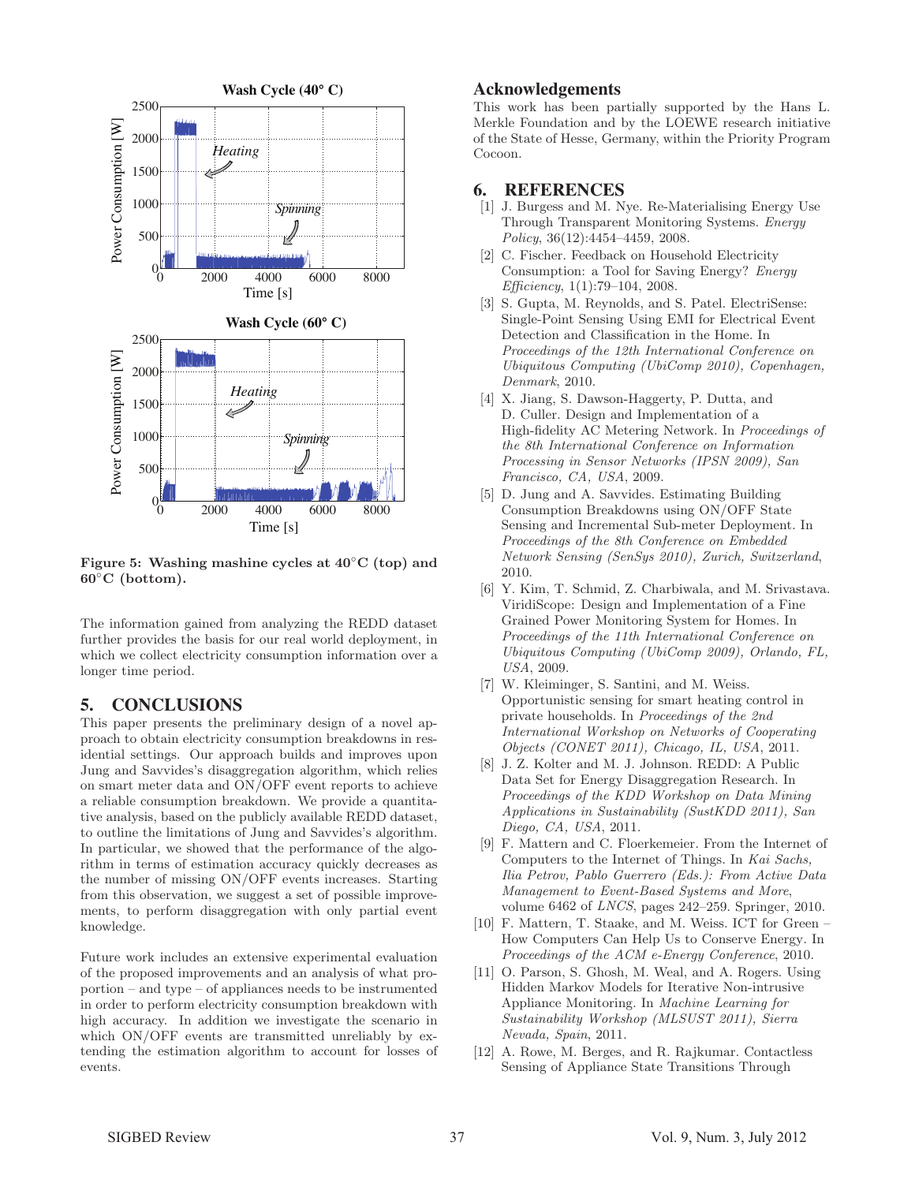Wash Cycle (40° C)

Power Consumption [W]

2500
2000
1500
1000
500
0

0 2000 4000 6000 8000

Time [s]

Heating

Spinning

Wash Cycle (60° C)

Power Consumption [W]

2500
2000
1500
1000
500
0

0 2000 4000 6000 8000

Time [s]

Heating

Spinning

**Figure 5: Washing mashine cycles at 40°C (top) and 60°C (bottom).**

The information gained from analyzing the REDD dataset further provides the basis for our real world deployment, in which we collect electricity consumption information over a longer time period.

## 5. CONCLUSIONS

This paper presents the preliminary design of a novel approach to obtain electricity consumption breakdowns in residential settings. Our approach builds and improves upon Jung and Savvides's disaggregation algorithm, which relies on smart meter data and ON/OFF event reports to achieve a reliable consumption breakdown. We provide a quantitative analysis, based on the publicly available REDD dataset, to outline the limitations of Jung and Savvides's algorithm. In particular, we showed that the performance of the algorithm in terms of estimation accuracy quickly decreases as the number of missing ON/OFF events increases. Starting from this observation, we suggest a set of possible improvements, to perform disaggregation with only partial event knowledge.

Future work includes an extensive experimental evaluation of the proposed improvements and an analysis of what proportion – and type – of appliances needs to be instrumented in order to perform electricity consumption breakdown with high accuracy. In addition we investigate the scenario in which ON/OFF events are transmitted unreliably by extending the estimation algorithm to account for losses of events.

## Acknowledgements

This work has been partially supported by the Hans L. Merkle Foundation and by the LOEWE research initiative of the State of Hesse, Germany, within the Priority Program Cocoon.

## 6. REFERENCES

[1] J. Burgess and M. Nye. Re-Materialising Energy Use Through Transparent Monitoring Systems. *Energy Policy*, 36(12):4454–4459, 2008.

[2] C. Fischer. Feedback on Household Electricity Consumption: a Tool for Saving Energy? *Energy Efficiency*, 1(1):79–104, 2008.

[3] S. Gupta, M. Reynolds, and S. Patel. ElectriSense: Single-Point Sensing Using EMI for Electrical Event Detection and Classification in the Home. In *Proceedings of the 12th International Conference on Ubiquitous Computing (UbiComp 2010), Copenhagen, Denmark*, 2010.

[4] X. Jiang, S. Dawson-Haggerty, P. Dutta, and D. Culler. Design and Implementation of a High-fidelity AC Metering Network. In *Proceedings of the 8th International Conference on Information Processing in Sensor Networks (IPSN 2009), San Francisco, CA, USA*, 2009.

[5] D. Jung and A. Savvides. Estimating Building Consumption Breakdowns using ON/OFF State Sensing and Incremental Sub-meter Deployment. In *Proceedings of the 8th Conference on Embedded Network Sensing (SenSys 2010), Zurich, Switzerland*, 2010.

[6] Y. Kim, T. Schmid, Z. Charbiwala, and M. Srivastava. ViridiScope: Design and Implementation of a Fine Grained Power Monitoring System for Homes. In *Proceedings of the 11th International Conference on Ubiquitous Computing (UbiComp 2009), Orlando, FL, USA*, 2009.

[7] W. Kleiminger, S. Santini, and M. Weiss. Opportunistic sensing for smart heating control in private households. In *Proceedings of the 2nd International Workshop on Networks of Cooperating Objects (CONET 2011), Chicago, IL, USA*, 2011.

[8] J. Z. Kolter and M. J. Johnson. REDD: A Public Data Set for Energy Disaggregation Research. In *Proceedings of the KDD Workshop on Data Mining Applications in Sustainability (SustKDD 2011), San Diego, CA, USA*, 2011.

[9] F. Mattern and C. Floerkemeier. From the Internet of Computers to the Internet of Things. In *Kai Sachs, Ilia Petrov, Pablo Guerrero (Eds.): From Active Data Management to Event-Based Systems and More*, volume 6462 of *LNCS*, pages 242–259. Springer, 2010.

[10] F. Mattern, T. Staake, and M. Weiss. ICT for Green – How Computers Can Help Us to Conserve Energy. In *Proceedings of the ACM e-Energy Conference*, 2010.

[11] O. Parson, S. Ghosh, M. Weal, and A. Rogers. Using Hidden Markov Models for Iterative Non-intrusive Appliance Monitoring. In *Machine Learning for Sustainability Workshop (MLSUST 2011), Sierra Nevada, Spain*, 2011.

[12] A. Rowe, M. Berges, and R. Rajkumar. Contactless Sensing of Appliance State Transitions Through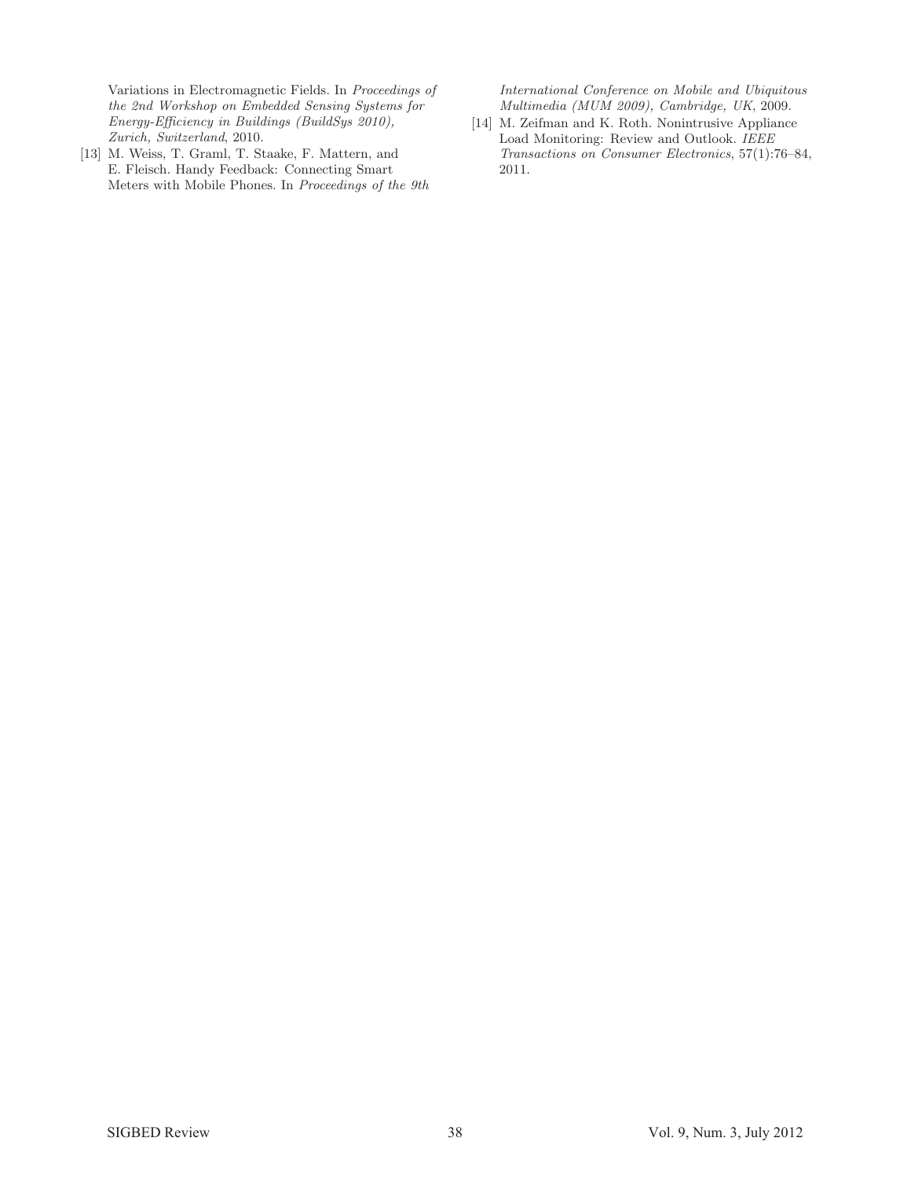Variations in Electromagnetic Fields. In *Proceedings of the 2nd Workshop on Embedded Sensing Systems for Energy-Efficiency in Buildings (BuildSys 2010), Zurich, Switzerland*, 2010.

[13] M. Weiss, T. Graml, T. Staake, F. Mattern, and E. Fleisch. Handy Feedback: Connecting Smart Meters with Mobile Phones. In *Proceedings of the 9th International Conference on Mobile and Ubiquitous Multimedia (MUM 2009), Cambridge, UK*, 2009.

[14] M. Zeifman and K. Roth. Nonintrusive Appliance Load Monitoring: Review and Outlook. *IEEE Transactions on Consumer Electronics*, 57(1):76–84, 2011.